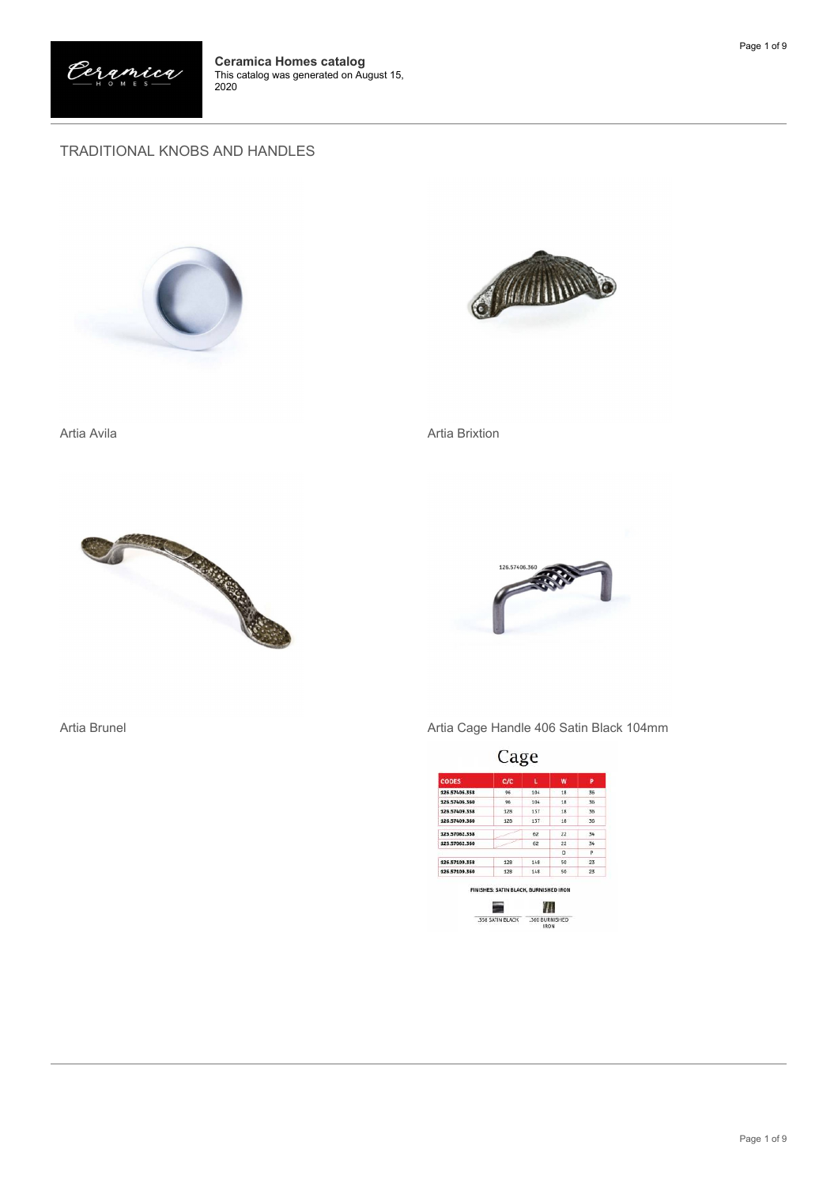**Ceramica Homes catalog**
This catalog was generated on August 15, 2020

## TRADITIONAL KNOBS AND HANDLES

Artia Avila

Artia Brixtion

Artia Brunel

Artia Cage Handle 406 Satin Black 104mm

126.57406.360

### Cage

| CODES | C/C | L | W | P |
|---|---|---|---|---|
| 126.57406.358 | 96 | 104 | 18 | 36 |
| 126.57406.360 | 96 | 104 | 18 | 36 |
| 126.57409.358 | 128 | 137 | 18 | 36 |
| 126.57409.360 | 128 | 137 | 18 | 36 |
| 125.57002.358 | | 62 | 22 | 34 |
| 125.57002.360 | | 62 | 22 | 34 |
| | | | D | P |
| 126.57109.358 | 128 | 148 | 50 | 23 |
| 126.57109.360 | 128 | 148 | 50 | 23 |

FINISHES: SATIN BLACK, BURNISHED IRON

.358 SATIN BLACK .360 BURNISHED IRON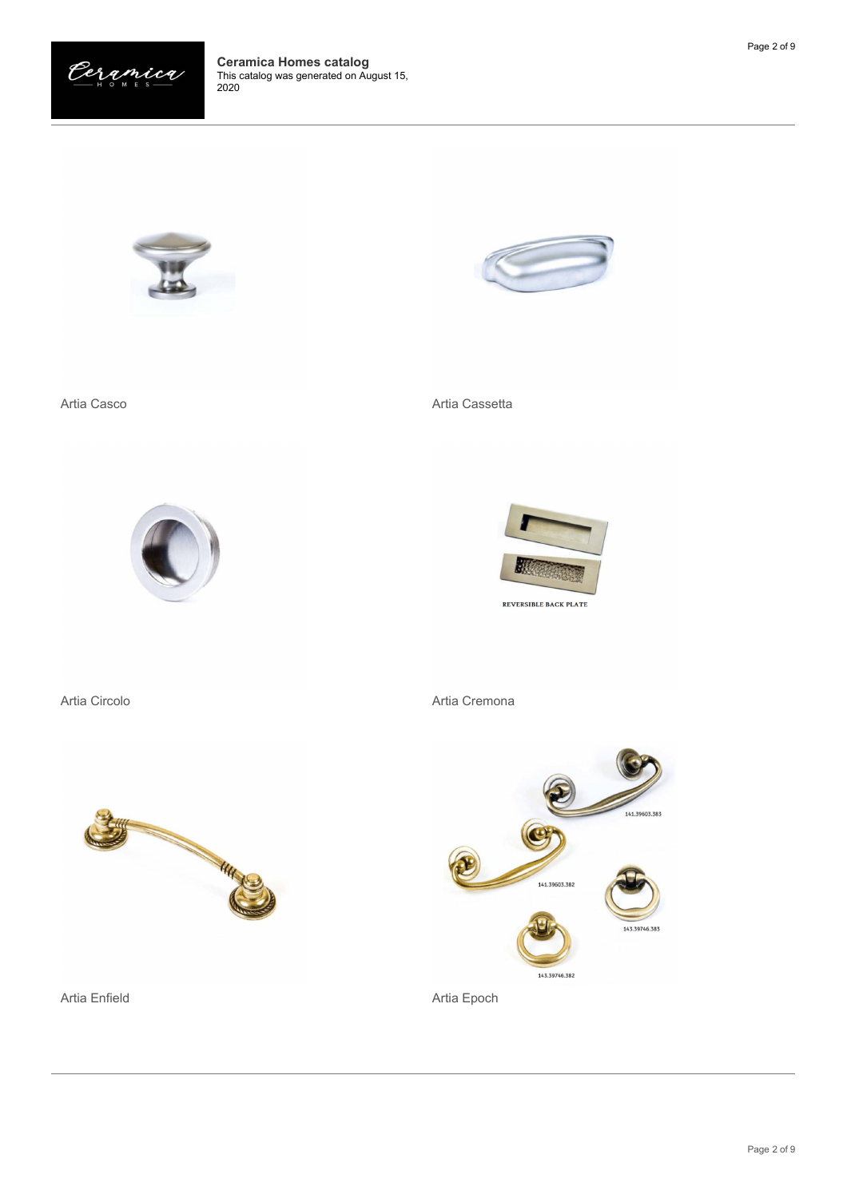Artia Casco

Artia Cassetta

REVERSIBLE BACK PLATE

Artia Circolo

Artia Cremona

141.39603.383

141.39603.382

143.39746.383

143.39746.382

Artia Enfield

Artia Epoch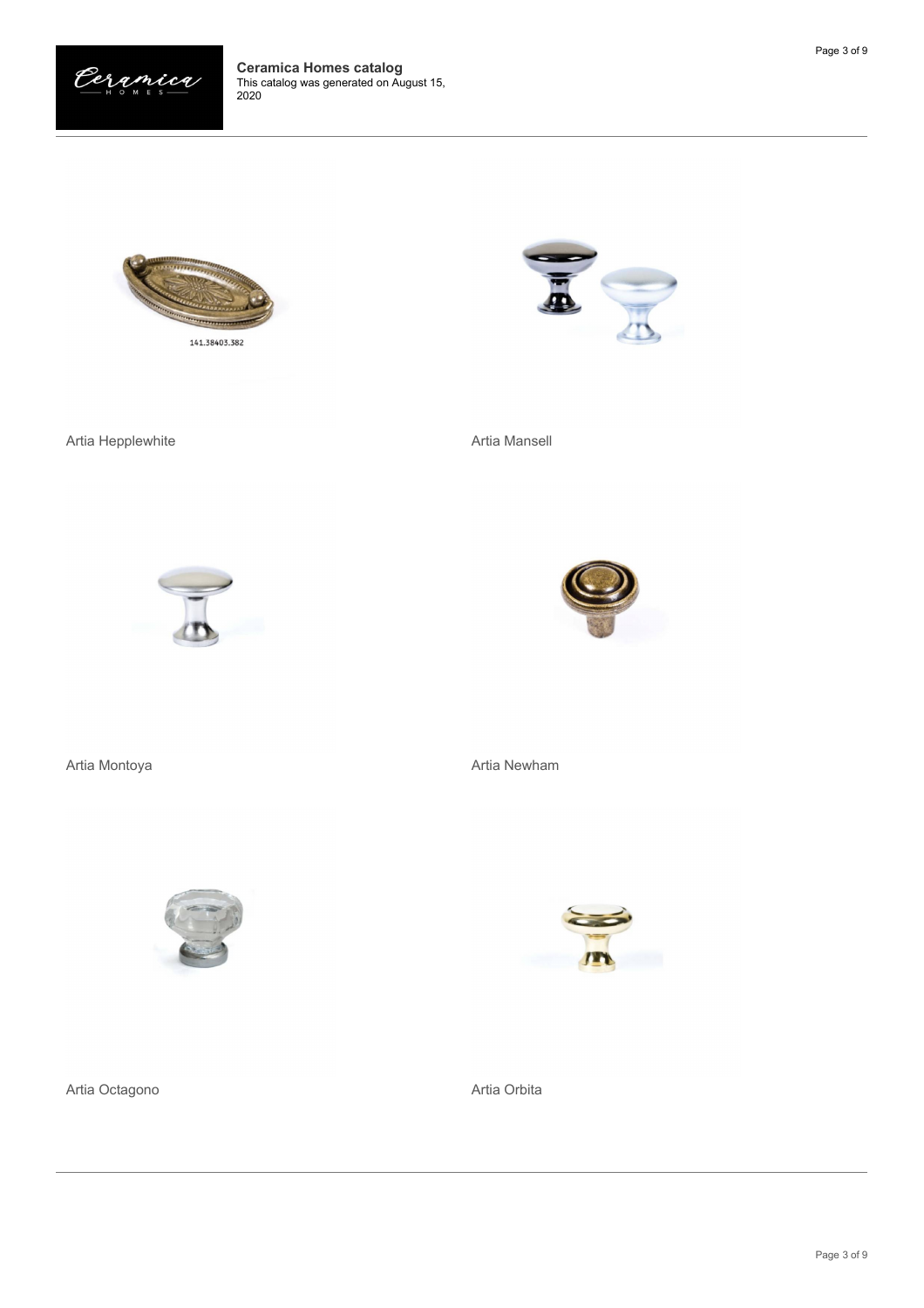141.38403.382

Artia Hepplewhite

Artia Mansell

Artia Montoya

Artia Newham

Artia Octagono

Artia Orbita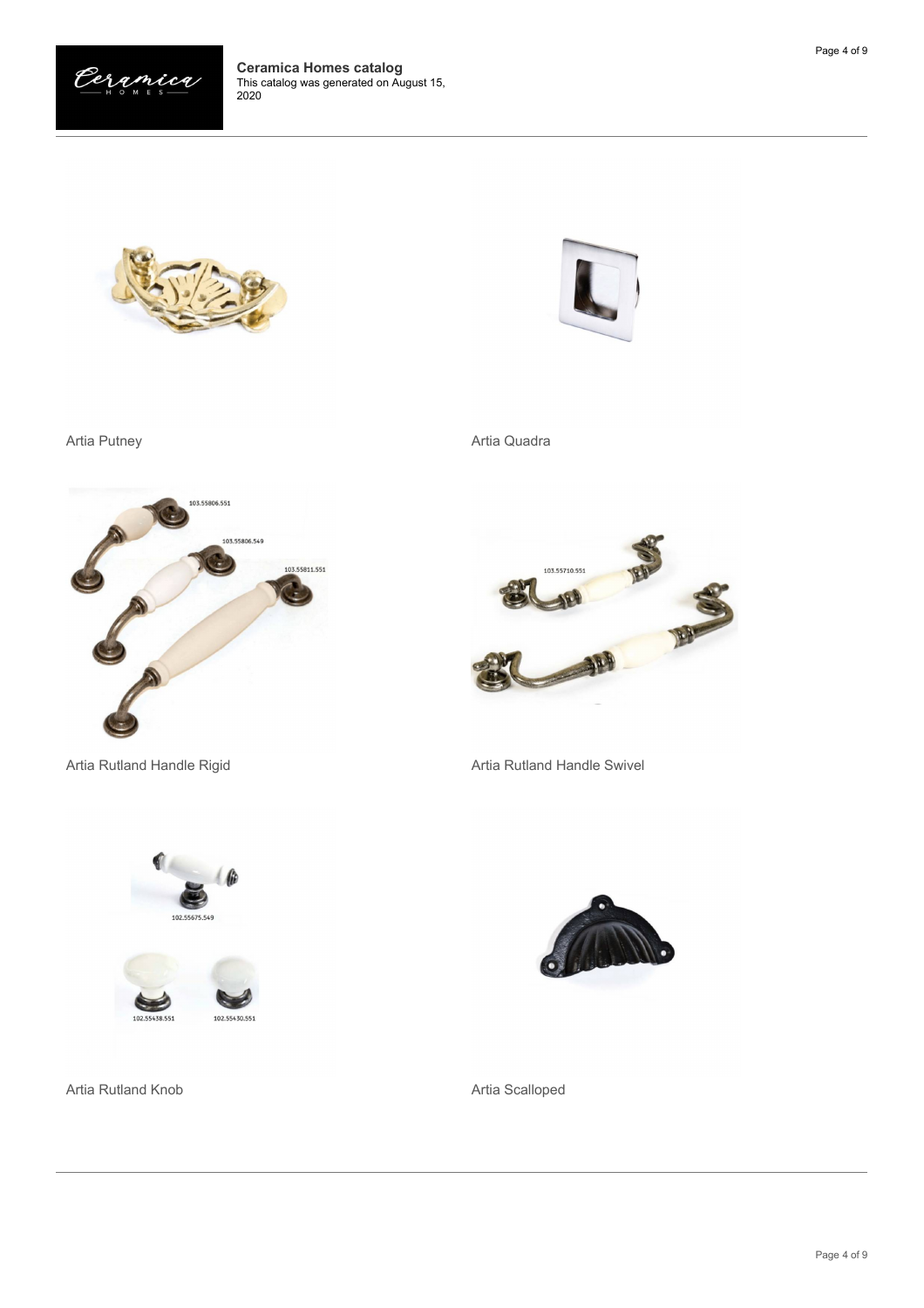Artia Putney

Artia Quadra

Artia Rutland Handle Rigid

Artia Rutland Handle Swivel

Artia Rutland Knob

Artia Scalloped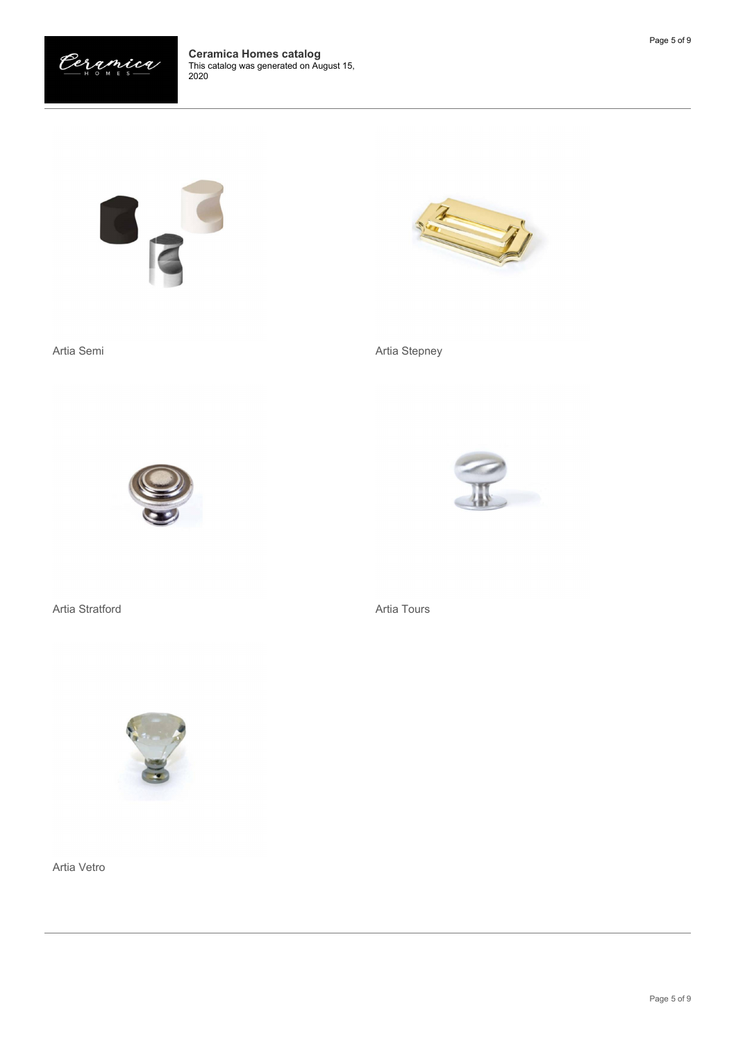Artia Semi

Artia Stepney

Artia Stratford

Artia Tours

Artia Vetro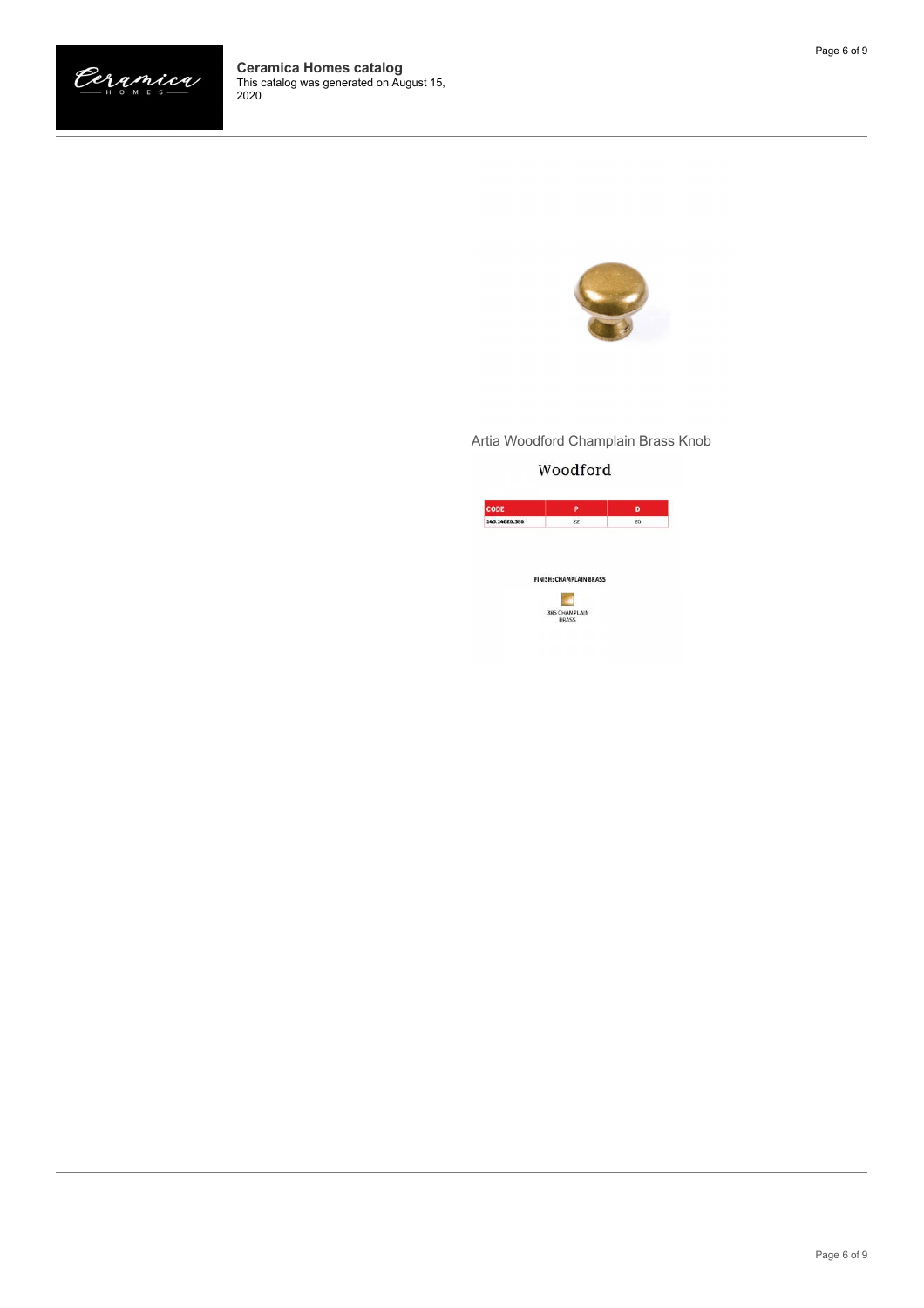Artia Woodford Champlain Brass Knob

Woodford

| CODE | P | D |
| --- | --- | --- |
| 160.14625.385 | 22 | 25 |

FINISH: CHAMPLAIN BRASS

.385 CHAMPLAIN BRASS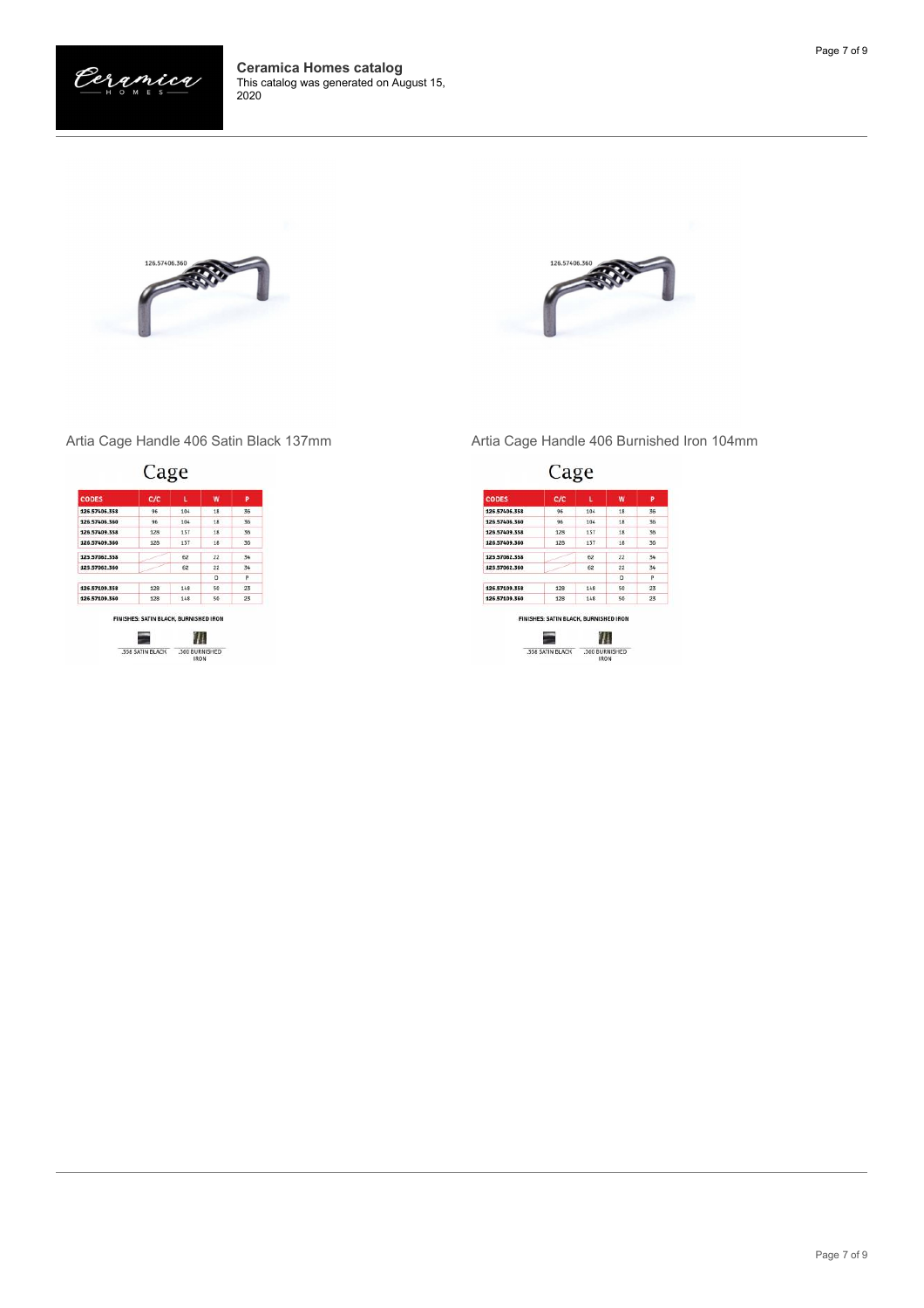# Ceramica Homes catalog

This catalog was generated on August 15, 2020

126.57406.360

Artia Cage Handle 406 Satin Black 137mm

## Cage

| CODES | C/C | L | W | P |
|---|---|---|---|---|
| 126.57406.358 | 96 | 104 | 18 | 36 |
| 126.57406.360 | 96 | 104 | 18 | 36 |
| 126.57409.358 | 128 | 137 | 18 | 36 |
| 126.57409.360 | 128 | 137 | 18 | 36 |
| 123.57062.358 | | 62 | 22 | 34 |
| 123.57062.360 | | 62 | 22 | 34 |
| | | | D | P |
| 126.57109.358 | 128 | 148 | 50 | 23 |
| 126.57109.360 | 128 | 148 | 50 | 23 |

FINISHES: SATIN BLACK, BURNISHED IRON

.358 SATIN BLACK

.360 BURNISHED IRON

126.57406.360

Artia Cage Handle 406 Burnished Iron 104mm

## Cage

| CODES | C/C | L | W | P |
|---|---|---|---|---|
| 126.57406.358 | 96 | 104 | 18 | 36 |
| 126.57406.360 | 96 | 104 | 18 | 36 |
| 126.57409.358 | 128 | 137 | 18 | 36 |
| 126.57409.360 | 128 | 137 | 18 | 36 |
| 123.57062.358 | | 62 | 22 | 34 |
| 123.57062.360 | | 62 | 22 | 34 |
| | | | D | P |
| 126.57109.358 | 128 | 148 | 50 | 23 |
| 126.57109.360 | 128 | 148 | 50 | 23 |

FINISHES: SATIN BLACK, BURNISHED IRON

.358 SATIN BLACK

.360 BURNISHED IRON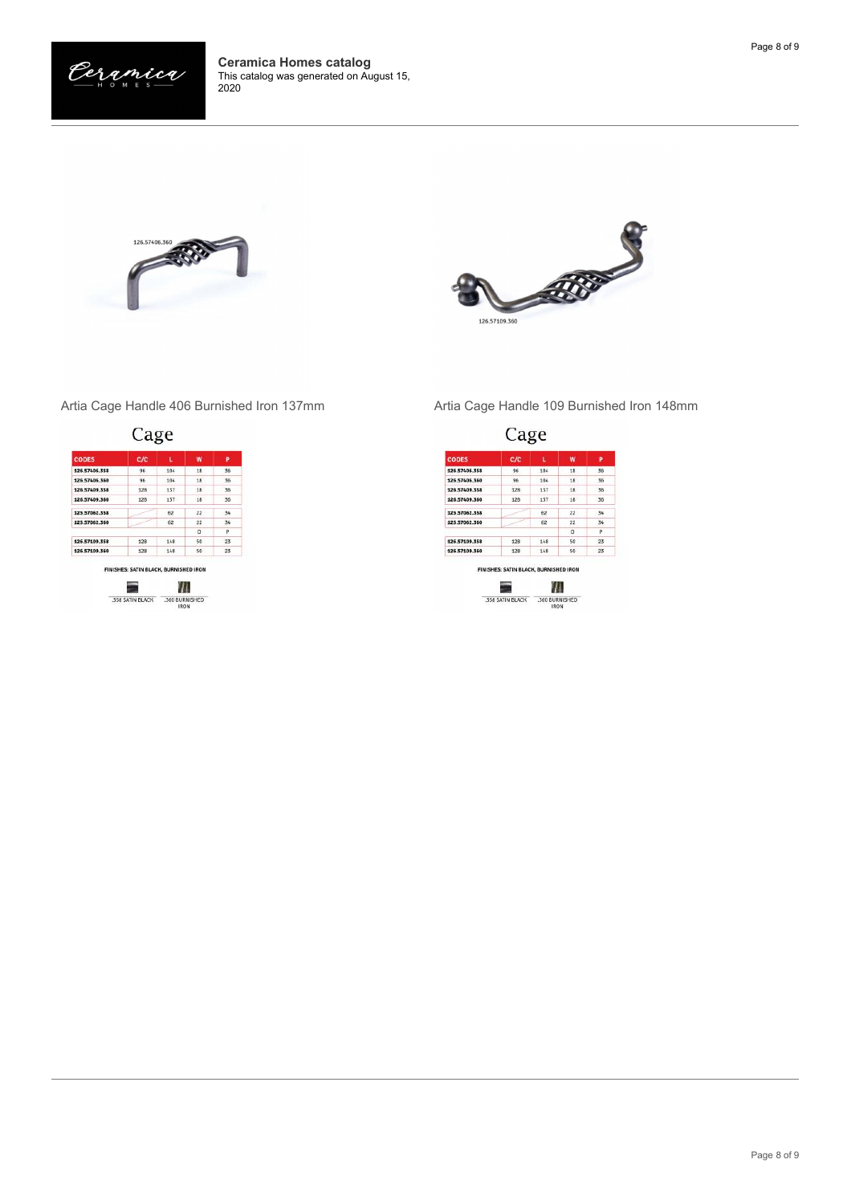126.57406.360

Artia Cage Handle 406 Burnished Iron 137mm

## Cage

| CODES | C/C | L | W | P |
|---|---|---|---|---|
| 126.57406.358 | 96 | 104 | 18 | 36 |
| 126.57406.360 | 96 | 104 | 18 | 36 |
| 126.57409.358 | 128 | 137 | 18 | 36 |
| 126.57409.360 | 128 | 137 | 18 | 36 |
| 123.57062.358 | | 62 | 22 | 34 |
| 123.57062.360 | | 62 | 22 | 34 |
| | | | D | P |
| 126.57109.358 | 128 | 148 | 50 | 23 |
| 126.57109.360 | 128 | 148 | 50 | 23 |

FINISHES: SATIN BLACK, BURNISHED IRON

.358 SATIN BLACK .360 BURNISHED IRON

126.57109.360

Artia Cage Handle 109 Burnished Iron 148mm

## Cage

| CODES | C/C | L | W | P |
|---|---|---|---|---|
| 126.57406.358 | 96 | 104 | 18 | 36 |
| 126.57406.360 | 96 | 104 | 18 | 36 |
| 126.57409.358 | 128 | 137 | 18 | 36 |
| 126.57409.360 | 128 | 137 | 18 | 36 |
| 123.57062.358 | | 62 | 22 | 34 |
| 123.57062.360 | | 62 | 22 | 34 |
| | | | D | P |
| 126.57109.358 | 128 | 148 | 50 | 23 |
| 126.57109.360 | 128 | 148 | 50 | 23 |

FINISHES: SATIN BLACK, BURNISHED IRON

.358 SATIN BLACK .360 BURNISHED IRON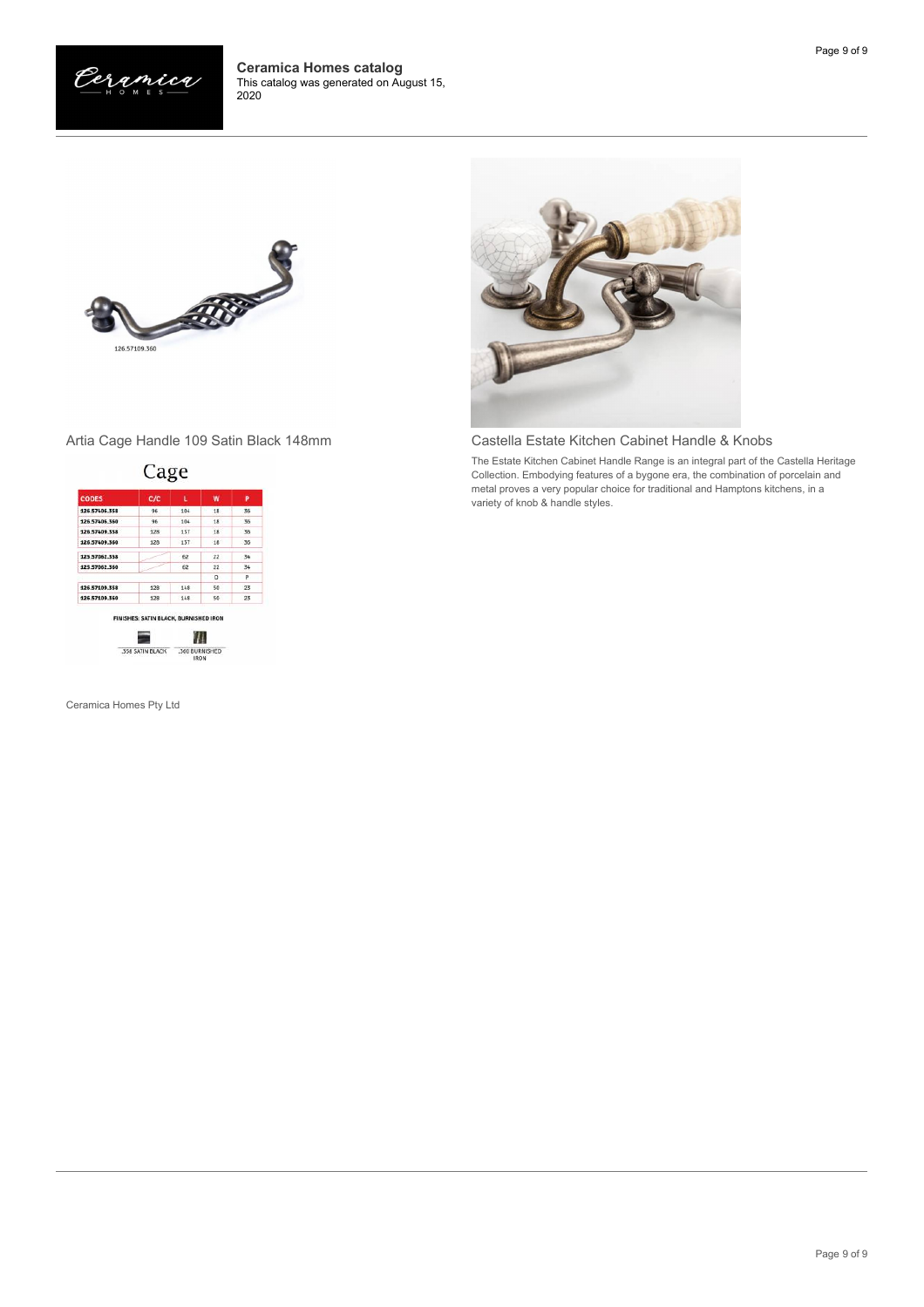Artia Cage Handle 109 Satin Black 148mm

Cage

| CODES | C/C | L | W | P |
|---|---|---|---|---|
| 126.57406.358 | 96 | 104 | 18 | 36 |
| 126.57406.360 | 96 | 104 | 18 | 36 |
| 126.57409.358 | 128 | 137 | 18 | 36 |
| 126.57409.360 | 128 | 137 | 18 | 36 |
| 123.57062.358 | | 62 | 22 | 34 |
| 123.57062.360 | | 62 | 22 | 34 |
| | | | D | P |
| 126.57109.358 | 128 | 148 | 50 | 23 |
| 126.57109.360 | 128 | 148 | 50 | 23 |

FINISHES: SATIN BLACK, BURNISHED IRON

.358 SATIN BLACK

.360 BURNISHED IRON

Castella Estate Kitchen Cabinet Handle & Knobs

The Estate Kitchen Cabinet Handle Range is an integral part of the Castella Heritage Collection. Embodying features of a bygone era, the combination of porcelain and metal proves a very popular choice for traditional and Hamptons kitchens, in a variety of knob & handle styles.

Ceramica Homes Pty Ltd